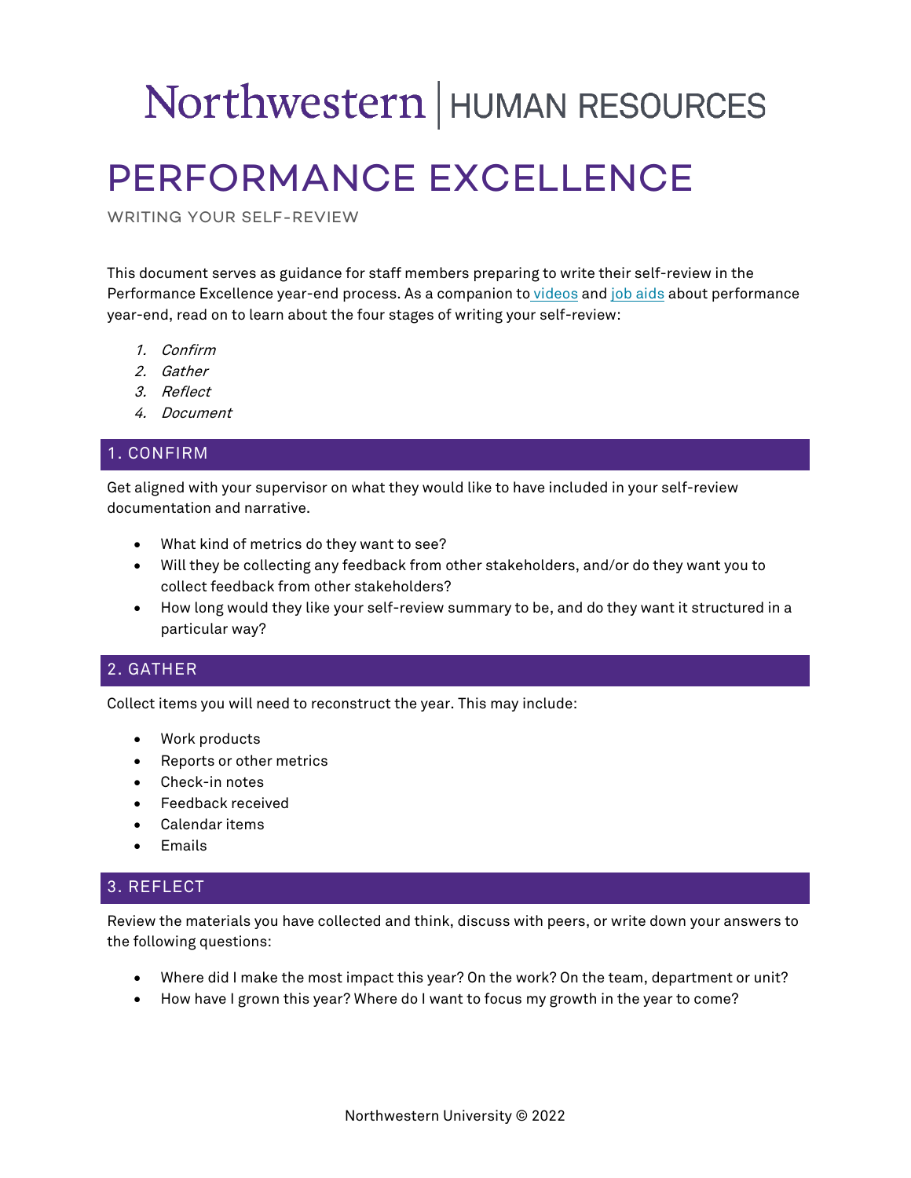# Northwestern | HUMAN RESOURCES

# PERFORMANCE EXCELLENCE

## WRITING YOUR SELF-REVIEW

This document serves as guidance for staff members preparing to write their self-review in the Performance Excellence year-end process. As a companion to videos and job aids about performance year-end, read on to learn about the four stages of writing your self-review:

1. *Confirm*
2. *Gather*
3. *Reflect*
4. *Document*

## 1. CONFIRM

Get aligned with your supervisor on what they would like to have included in your self-review documentation and narrative.

- What kind of metrics do they want to see?
- Will they be collecting any feedback from other stakeholders, and/or do they want you to collect feedback from other stakeholders?
- How long would they like your self-review summary to be, and do they want it structured in a particular way?

## 2. GATHER

Collect items you will need to reconstruct the year. This may include:

- Work products
- Reports or other metrics
- Check-in notes
- Feedback received
- Calendar items
- Emails

## 3. REFLECT

Review the materials you have collected and think, discuss with peers, or write down your answers to the following questions:

- Where did I make the most impact this year? On the work? On the team, department or unit?
- How have I grown this year? Where do I want to focus my growth in the year to come?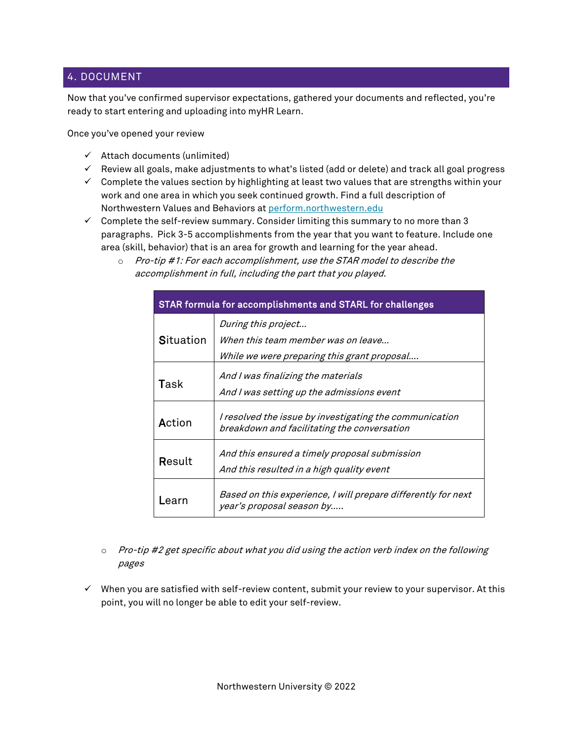## 4. DOCUMENT

Now that you've confirmed supervisor expectations, gathered your documents and reflected, you're ready to start entering and uploading into myHR Learn.

Once you've opened your review

- ✓ Attach documents (unlimited)
- ✓ Review all goals, make adjustments to what's listed (add or delete) and track all goal progress
- ✓ Complete the values section by highlighting at least two values that are strengths within your work and one area in which you seek continued growth. Find a full description of Northwestern Values and Behaviors at [perform.northwestern.edu](perform.northwestern.edu)
- ✓ Complete the self-review summary. Consider limiting this summary to no more than 3 paragraphs. Pick 3-5 accomplishments from the year that you want to feature. Include one area (skill, behavior) that is an area for growth and learning for the year ahead.
  - *Pro-tip #1: For each accomplishment, use the STAR model to describe the accomplishment in full, including the part that you played.*

| STAR formula for accomplishments and STARL for challenges | |
|---|---|
| **S**ituation | *During this project…*<br>*When this team member was on leave…*<br>*While we were preparing this grant proposal….* |
| **T**ask | *And I was finalizing the materials*<br>*And I was setting up the admissions event* |
| **A**ction | *I resolved the issue by investigating the communication breakdown and facilitating the conversation* |
| **R**esult | *And this ensured a timely proposal submission*<br>*And this resulted in a high quality event* |
| **L**earn | *Based on this experience, I will prepare differently for next year's proposal season by…..* |

  - *Pro-tip #2 get specific about what you did using the action verb index on the following pages*

- ✓ When you are satisfied with self-review content, submit your review to your supervisor. At this point, you will no longer be able to edit your self-review.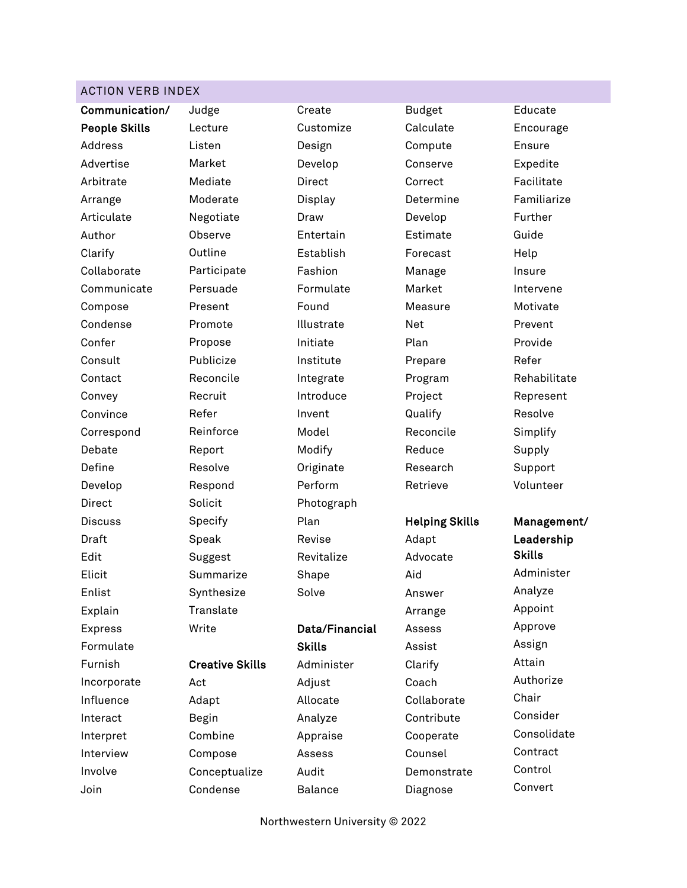## ACTION VERB INDEX

**Communication/ People Skills**

Address
Advertise
Arbitrate
Arrange
Articulate
Author
Clarify
Collaborate
Communicate
Compose
Condense
Confer
Consult
Contact
Convey
Convince
Correspond
Debate
Define
Develop
Direct
Discuss
Draft
Edit
Elicit
Enlist
Explain
Express
Formulate
Furnish
Incorporate
Influence
Interact
Interpret
Interview
Involve
Join
Judge
Lecture
Listen
Market
Mediate
Moderate
Negotiate
Observe
Outline
Participate
Persuade
Present
Promote
Propose
Publicize
Reconcile
Recruit
Refer
Reinforce
Report
Resolve
Respond
Solicit
Specify
Speak
Suggest
Summarize
Synthesize
Translate
Write

**Creative Skills**

Act
Adapt
Begin
Combine
Compose
Conceptualize
Condense
Create
Customize
Design
Develop
Direct
Display
Draw
Entertain
Establish
Fashion
Formulate
Found
Illustrate
Initiate
Institute
Integrate
Introduce
Invent
Model
Modify
Originate
Perform
Photograph
Plan
Revise
Revitalize
Shape
Solve

**Data/Financial Skills**

Administer
Adjust
Allocate
Analyze
Appraise
Assess
Audit
Balance
Budget
Calculate
Compute
Conserve
Correct
Determine
Develop
Estimate
Forecast
Manage
Market
Measure
Net
Plan
Prepare
Program
Project
Qualify
Reconcile
Reduce
Research
Retrieve

**Helping Skills**

Adapt
Advocate
Aid
Answer
Arrange
Assess
Assist
Clarify
Coach
Collaborate
Contribute
Cooperate
Counsel
Demonstrate
Diagnose
Educate
Encourage
Ensure
Expedite
Facilitate
Familiarize
Further
Guide
Help
Insure
Intervene
Motivate
Prevent
Provide
Refer
Rehabilitate
Represent
Resolve
Simplify
Supply
Support
Volunteer

**Management/ Leadership Skills**

Administer
Analyze
Appoint
Approve
Assign
Attain
Authorize
Chair
Consider
Consolidate
Contract
Control
Convert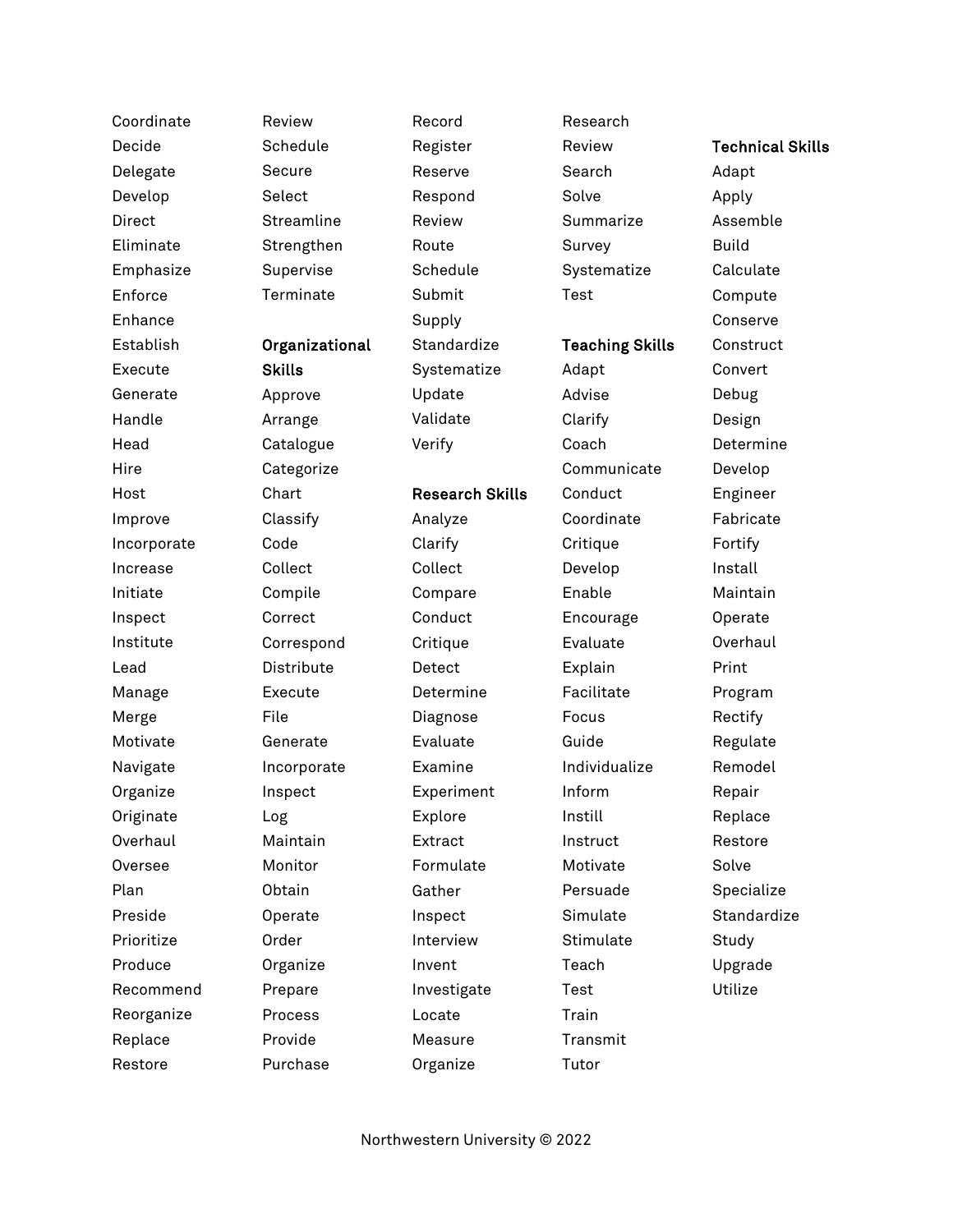Coordinate
Decide
Delegate
Develop
Direct
Eliminate
Emphasize
Enforce
Enhance
Establish
Execute
Generate
Handle
Head
Hire
Host
Improve
Incorporate
Increase
Initiate
Inspect
Institute
Lead
Manage
Merge
Motivate
Navigate
Organize
Originate
Overhaul
Oversee
Plan
Preside
Prioritize
Produce
Recommend
Reorganize
Replace
Restore
Review
Schedule
Secure
Select
Streamline
Strengthen
Supervise
Terminate

**Organizational Skills**

Approve
Arrange
Catalogue
Categorize
Chart
Classify
Code
Collect
Compile
Correct
Correspond
Distribute
Execute
File
Generate
Incorporate
Inspect
Log
Maintain
Monitor
Obtain
Operate
Order
Organize
Prepare
Process
Provide
Purchase
Record
Register
Reserve
Respond
Review
Route
Schedule
Submit
Supply
Standardize
Systematize
Update
Validate
Verify

**Research Skills**

Analyze
Clarify
Collect
Compare
Conduct
Critique
Detect
Determine
Diagnose
Evaluate
Examine
Experiment
Explore
Extract
Formulate
Gather
Inspect
Interview
Invent
Investigate
Locate
Measure
Organize
Research
Review
Search
Solve
Summarize
Survey
Systematize
Test

**Teaching Skills**

Adapt
Advise
Clarify
Coach
Communicate
Conduct
Coordinate
Critique
Develop
Enable
Encourage
Evaluate
Explain
Facilitate
Focus
Guide
Individualize
Inform
Instill
Instruct
Motivate
Persuade
Simulate
Stimulate
Teach
Test
Train
Transmit
Tutor

**Technical Skills**

Adapt
Apply
Assemble
Build
Calculate
Compute
Conserve
Construct
Convert
Debug
Design
Determine
Develop
Engineer
Fabricate
Fortify
Install
Maintain
Operate
Overhaul
Print
Program
Rectify
Regulate
Remodel
Repair
Replace
Restore
Solve
Specialize
Standardize
Study
Upgrade
Utilize

Northwestern University © 2022